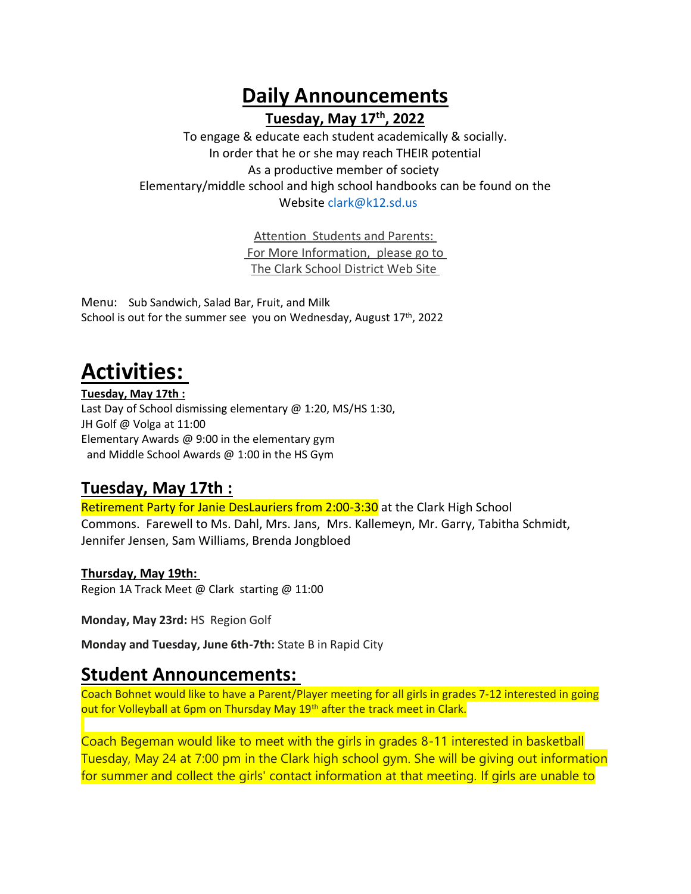# Daily Announcements

**Tuesday, May 17th, 2022**

To engage & educate each student academically & socially.
In order that he or she may reach THEIR potential
As a productive member of society
Elementary/middle school and high school handbooks can be found on the Website clark@k12.sd.us

Attention Students and Parents:
For More Information, please go to
The Clark School District Web Site

Menu: Sub Sandwich, Salad Bar, Fruit, and Milk
School is out for the summer see you on Wednesday, August 17th, 2022

# Activities:

**Tuesday, May 17th :**
Last Day of School dismissing elementary @ 1:20, MS/HS 1:30,
JH Golf @ Volga at 11:00
Elementary Awards @ 9:00 in the elementary gym
and Middle School Awards @ 1:00 in the HS Gym

## Tuesday, May 17th :

Retirement Party for Janie DesLauriers from 2:00-3:30 at the Clark High School Commons. Farewell to Ms. Dahl, Mrs. Jans, Mrs. Kallemeyn, Mr. Garry, Tabitha Schmidt, Jennifer Jensen, Sam Williams, Brenda Jongbloed

**Thursday, May 19th:**
Region 1A Track Meet @ Clark starting @ 11:00

**Monday, May 23rd:** HS Region Golf

**Monday and Tuesday, June 6th-7th:** State B in Rapid City

## Student Announcements:

Coach Bohnet would like to have a Parent/Player meeting for all girls in grades 7-12 interested in going out for Volleyball at 6pm on Thursday May 19th after the track meet in Clark.

Coach Begeman would like to meet with the girls in grades 8-11 interested in basketball Tuesday, May 24 at 7:00 pm in the Clark high school gym. She will be giving out information for summer and collect the girls' contact information at that meeting. If girls are unable to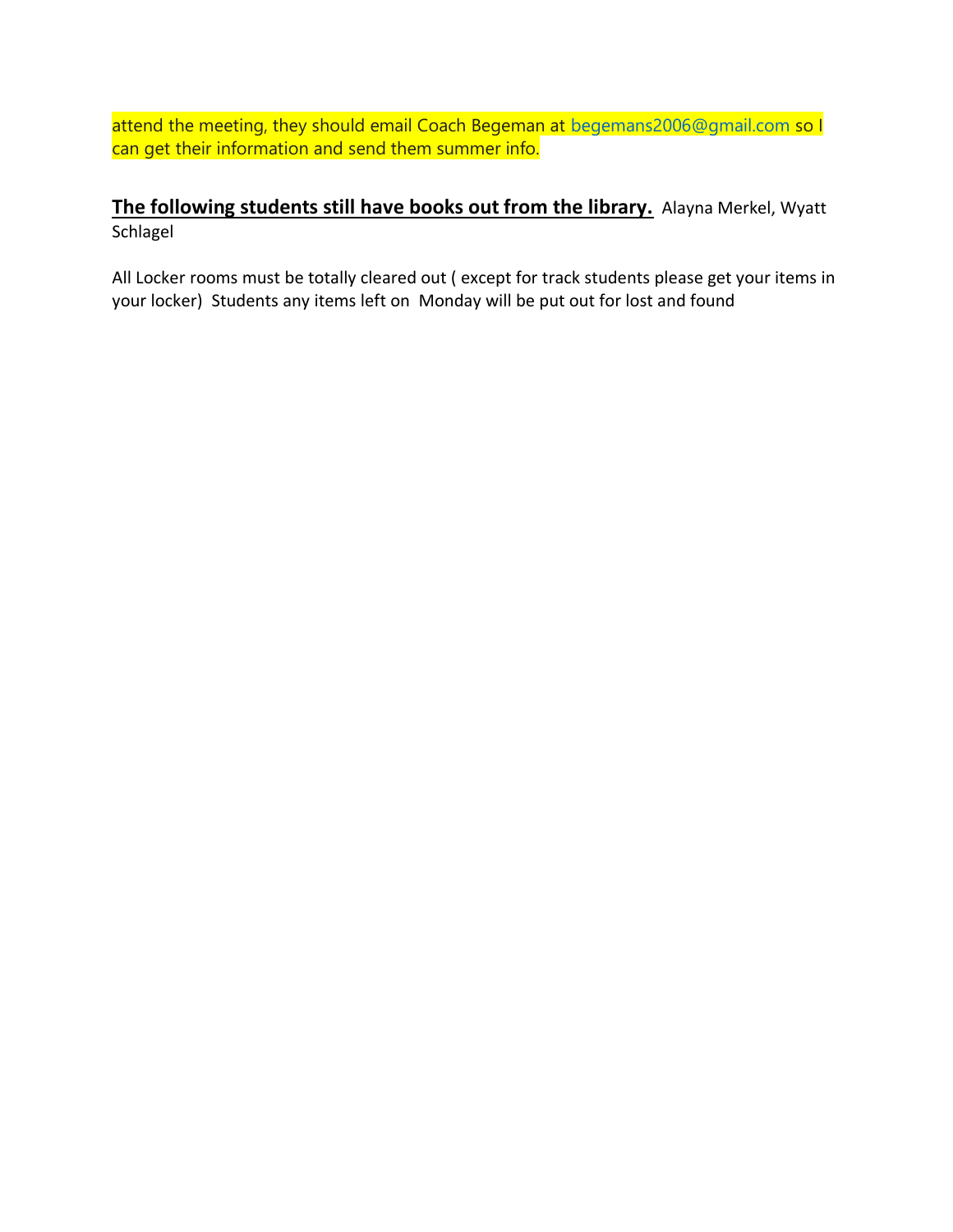attend the meeting, they should email Coach Begeman at begemans2006@gmail.com so I can get their information and send them summer info.

**The following students still have books out from the library.** Alayna Merkel, Wyatt Schlagel

All Locker rooms must be totally cleared out ( except for track students please get your items in your locker) Students any items left on Monday will be put out for lost and found